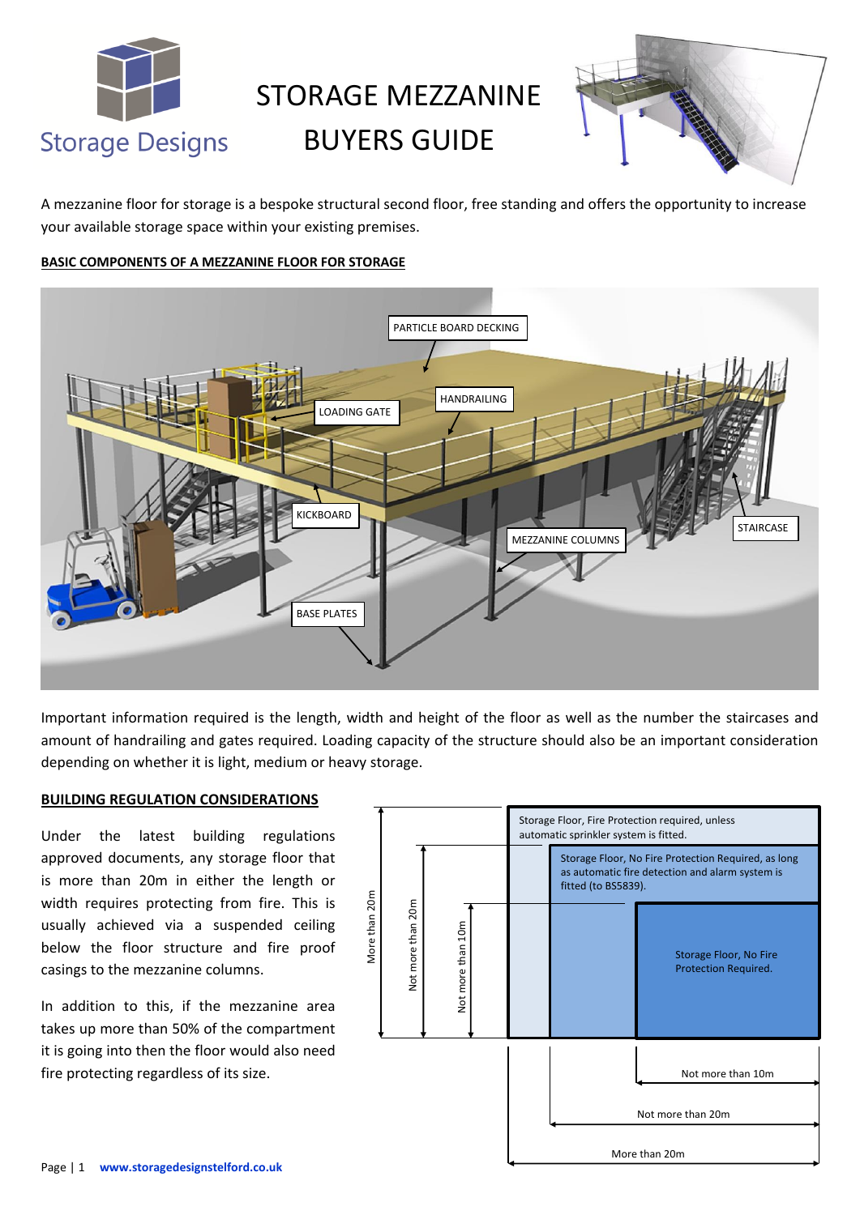# STORAGE MEZZANINE BUYERS GUIDE

Storage Designs

A mezzanine floor for storage is a bespoke structural second floor, free standing and offers the opportunity to increase your available storage space within your existing premises.

**BASIC COMPONENTS OF A MEZZANINE FLOOR FOR STORAGE**

PARTICLE BOARD DECKING

HANDRAILING

LOADING GATE

KICKBOARD

STAIRCASE

MEZZANINE COLUMNS

BASE PLATES

Important information required is the length, width and height of the floor as well as the number the staircases and amount of handrailing and gates required. Loading capacity of the structure should also be an important consideration depending on whether it is light, medium or heavy storage.

**BUILDING REGULATION CONSIDERATIONS**

Under the latest building regulations approved documents, any storage floor that is more than 20m in either the length or width requires protecting from fire. This is usually achieved via a suspended ceiling below the floor structure and fire proof casings to the mezzanine columns.

In addition to this, if the mezzanine area takes up more than 50% of the compartment it is going into then the floor would also need fire protecting regardless of its size.

Storage Floor, Fire Protection required, unless automatic sprinkler system is fitted.

Storage Floor, No Fire Protection Required, as long as automatic fire detection and alarm system is fitted (to BS5839).

Storage Floor, No Fire Protection Required.

More than 20m

Not more than 20m

Not more than 10m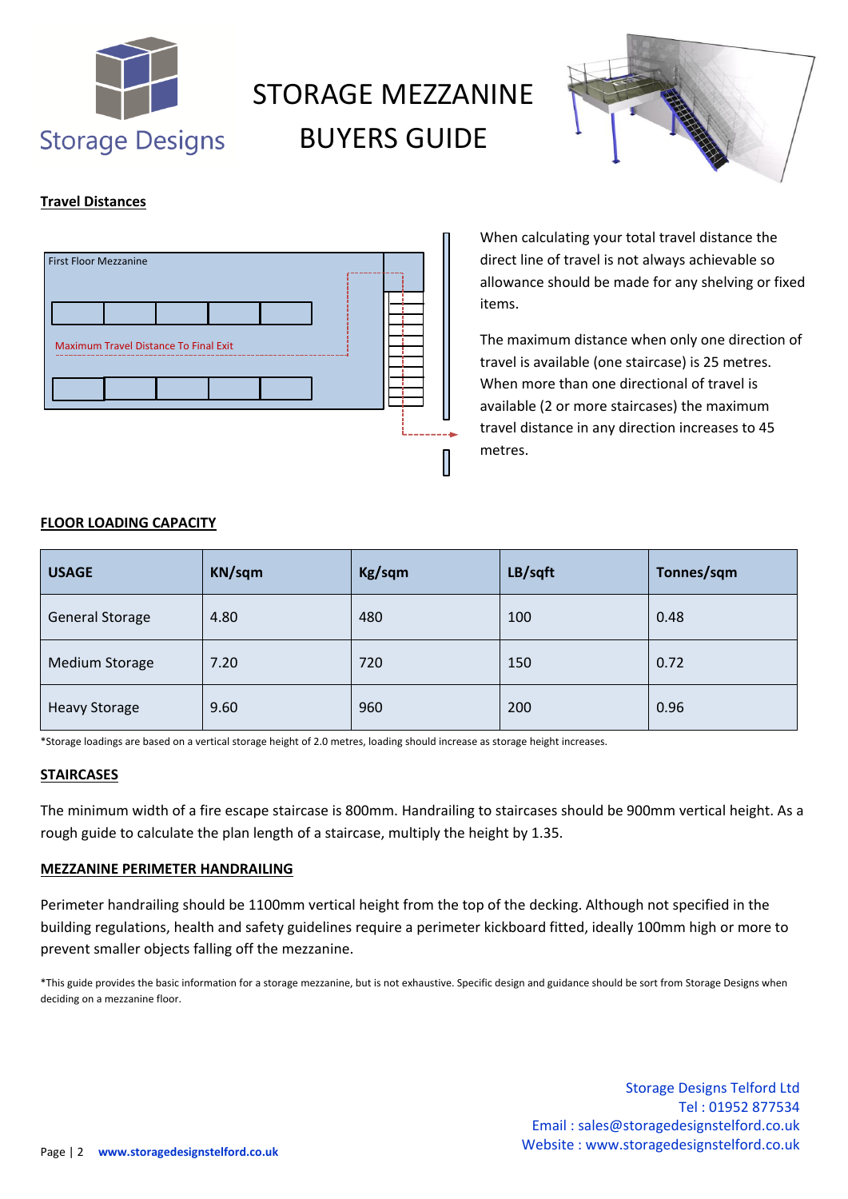Storage Designs

# STORAGE MEZZANINE BUYERS GUIDE

## Travel Distances

First Floor Mezzanine

Maximum Travel Distance To Final Exit

When calculating your total travel distance the direct line of travel is not always achievable so allowance should be made for any shelving or fixed items.

The maximum distance when only one direction of travel is available (one staircase) is 25 metres. When more than one directional of travel is available (2 or more staircases) the maximum travel distance in any direction increases to 45 metres.

## FLOOR LOADING CAPACITY

| USAGE | KN/sqm | Kg/sqm | LB/sqft | Tonnes/sqm |
|---|---|---|---|---|
| General Storage | 4.80 | 480 | 100 | 0.48 |
| Medium Storage | 7.20 | 720 | 150 | 0.72 |
| Heavy Storage | 9.60 | 960 | 200 | 0.96 |

*Storage loadings are based on a vertical storage height of 2.0 metres, loading should increase as storage height increases.

## STAIRCASES

The minimum width of a fire escape staircase is 800mm. Handrailing to staircases should be 900mm vertical height. As a rough guide to calculate the plan length of a staircase, multiply the height by 1.35.

## MEZZANINE PERIMETER HANDRAILING

Perimeter handrailing should be 1100mm vertical height from the top of the decking. Although not specified in the building regulations, health and safety guidelines require a perimeter kickboard fitted, ideally 100mm high or more to prevent smaller objects falling off the mezzanine.

*This guide provides the basic information for a storage mezzanine, but is not exhaustive. Specific design and guidance should be sort from Storage Designs when deciding on a mezzanine floor.

Storage Designs Telford Ltd
Tel : 01952 877534
Email : sales@storagedesignstelford.co.uk
Website : www.storagedesignstelford.co.uk